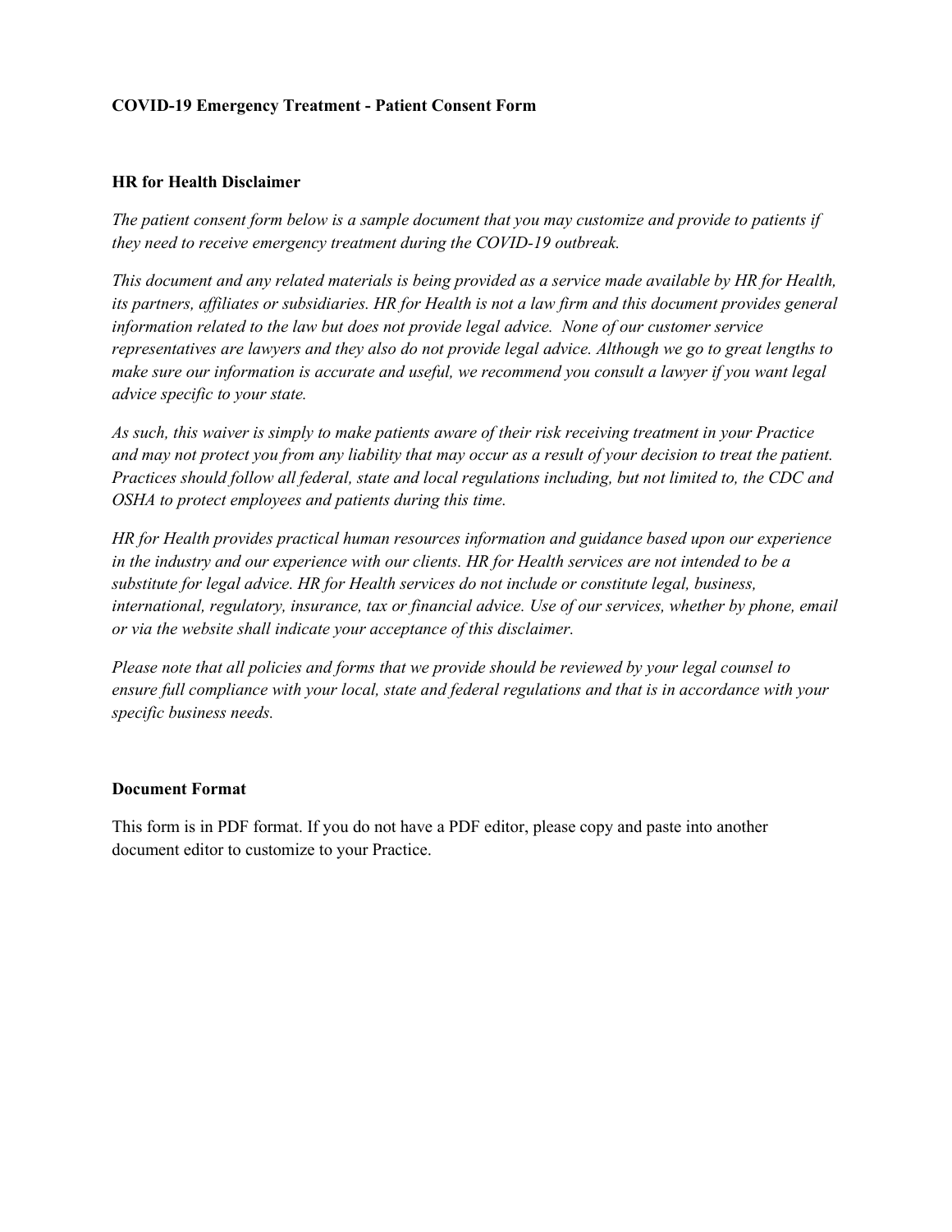**COVID-19 Emergency Treatment - Patient Consent Form**

**HR for Health Disclaimer**

*The patient consent form below is a sample document that you may customize and provide to patients if they need to receive emergency treatment during the COVID-19 outbreak.*

*This document and any related materials is being provided as a service made available by HR for Health, its partners, affiliates or subsidiaries. HR for Health is not a law firm and this document provides general information related to the law but does not provide legal advice. None of our customer service representatives are lawyers and they also do not provide legal advice. Although we go to great lengths to make sure our information is accurate and useful, we recommend you consult a lawyer if you want legal advice specific to your state.*

*As such, this waiver is simply to make patients aware of their risk receiving treatment in your Practice and may not protect you from any liability that may occur as a result of your decision to treat the patient. Practices should follow all federal, state and local regulations including, but not limited to, the CDC and OSHA to protect employees and patients during this time.*

*HR for Health provides practical human resources information and guidance based upon our experience in the industry and our experience with our clients. HR for Health services are not intended to be a substitute for legal advice. HR for Health services do not include or constitute legal, business, international, regulatory, insurance, tax or financial advice. Use of our services, whether by phone, email or via the website shall indicate your acceptance of this disclaimer.*

*Please note that all policies and forms that we provide should be reviewed by your legal counsel to ensure full compliance with your local, state and federal regulations and that is in accordance with your specific business needs.*

**Document Format**

This form is in PDF format. If you do not have a PDF editor, please copy and paste into another document editor to customize to your Practice.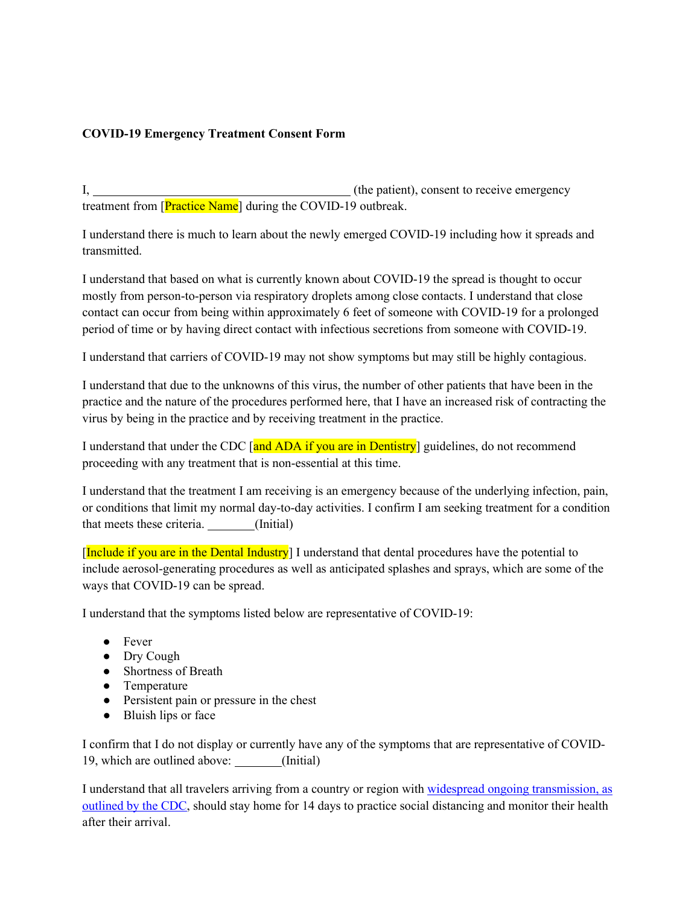**COVID-19 Emergency Treatment Consent Form**

I, ________________________________________ (the patient), consent to receive emergency treatment from [Practice Name] during the COVID-19 outbreak.

I understand there is much to learn about the newly emerged COVID-19 including how it spreads and transmitted.

I understand that based on what is currently known about COVID-19 the spread is thought to occur mostly from person-to-person via respiratory droplets among close contacts. I understand that close contact can occur from being within approximately 6 feet of someone with COVID-19 for a prolonged period of time or by having direct contact with infectious secretions from someone with COVID-19.

I understand that carriers of COVID-19 may not show symptoms but may still be highly contagious.

I understand that due to the unknowns of this virus, the number of other patients that have been in the practice and the nature of the procedures performed here, that I have an increased risk of contracting the virus by being in the practice and by receiving treatment in the practice.

I understand that under the CDC [and ADA if you are in Dentistry] guidelines, do not recommend proceeding with any treatment that is non-essential at this time.

I understand that the treatment I am receiving is an emergency because of the underlying infection, pain, or conditions that limit my normal day-to-day activities. I confirm I am seeking treatment for a condition that meets these criteria. ________(Initial)

[Include if you are in the Dental Industry] I understand that dental procedures have the potential to include aerosol-generating procedures as well as anticipated splashes and sprays, which are some of the ways that COVID-19 can be spread.

I understand that the symptoms listed below are representative of COVID-19:

- Fever
- Dry Cough
- Shortness of Breath
- Temperature
- Persistent pain or pressure in the chest
- Bluish lips or face

I confirm that I do not display or currently have any of the symptoms that are representative of COVID-19, which are outlined above: ________(Initial)

I understand that all travelers arriving from a country or region with widespread ongoing transmission, as outlined by the CDC, should stay home for 14 days to practice social distancing and monitor their health after their arrival.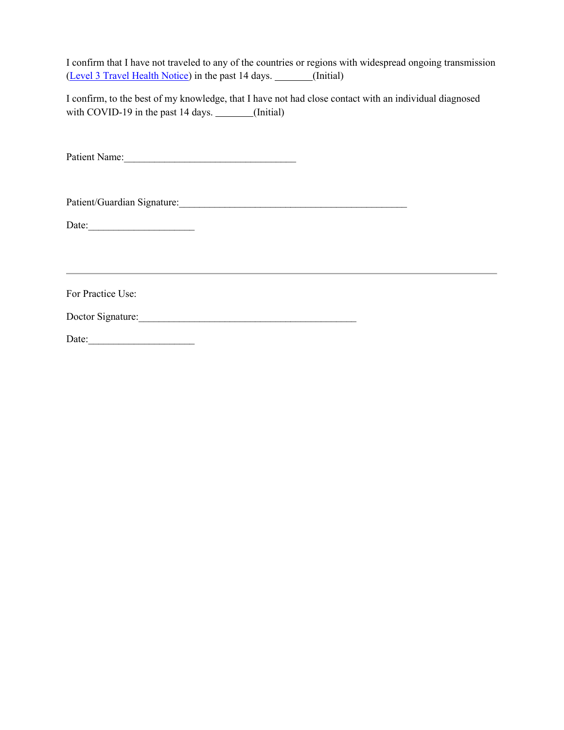I confirm that I have not traveled to any of the countries or regions with widespread ongoing transmission (Level 3 Travel Health Notice) in the past 14 days. ________(Initial)

I confirm, to the best of my knowledge, that I have not had close contact with an individual diagnosed with COVID-19 in the past 14 days. ________(Initial)

Patient Name:__________________________________

Patient/Guardian Signature:_____________________________________________

Date:_____________________

---

For Practice Use:

Doctor Signature:___________________________________________

Date:_____________________